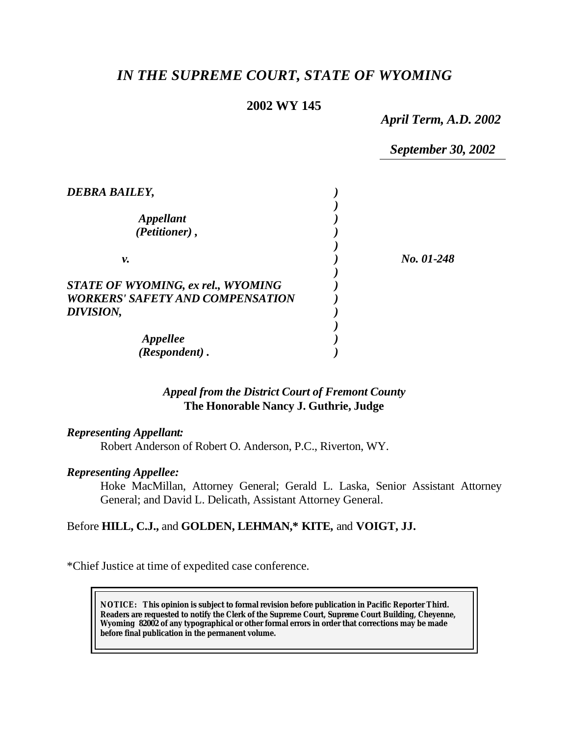# *IN THE SUPREME COURT, STATE OF WYOMING*

**2002 WY 145**

*April Term, A.D. 2002*

*September 30, 2002*

| | | |
|---|---|---|
| ***DEBRA BAILEY,*** <br><br> ***Appellant (Petitioner) ,*** | ***)*** | |
| ***v.*** | ***)*** | ***No. 01-248*** |
| ***STATE OF WYOMING, ex rel., WYOMING WORKERS' SAFETY AND COMPENSATION DIVISION,*** <br><br> ***Appellee (Respondent) .*** | ***)*** | |

***Appeal from the District Court of Fremont County***
**The Honorable Nancy J. Guthrie, Judge**

***Representing Appellant:***

Robert Anderson of Robert O. Anderson, P.C., Riverton, WY.

***Representing Appellee:***

Hoke MacMillan, Attorney General; Gerald L. Laska, Senior Assistant Attorney General; and David L. Delicath, Assistant Attorney General.

Before **HILL, C.J.,** and **GOLDEN, LEHMAN,\* KITE,** and **VOIGT, JJ.**

\*Chief Justice at time of expedited case conference.

**NOTICE: This opinion is subject to formal revision before publication in Pacific Reporter Third. Readers are requested to notify the Clerk of the Supreme Court, Supreme Court Building, Cheyenne, Wyoming 82002 of any typographical or other formal errors in order that corrections may be made before final publication in the permanent volume.**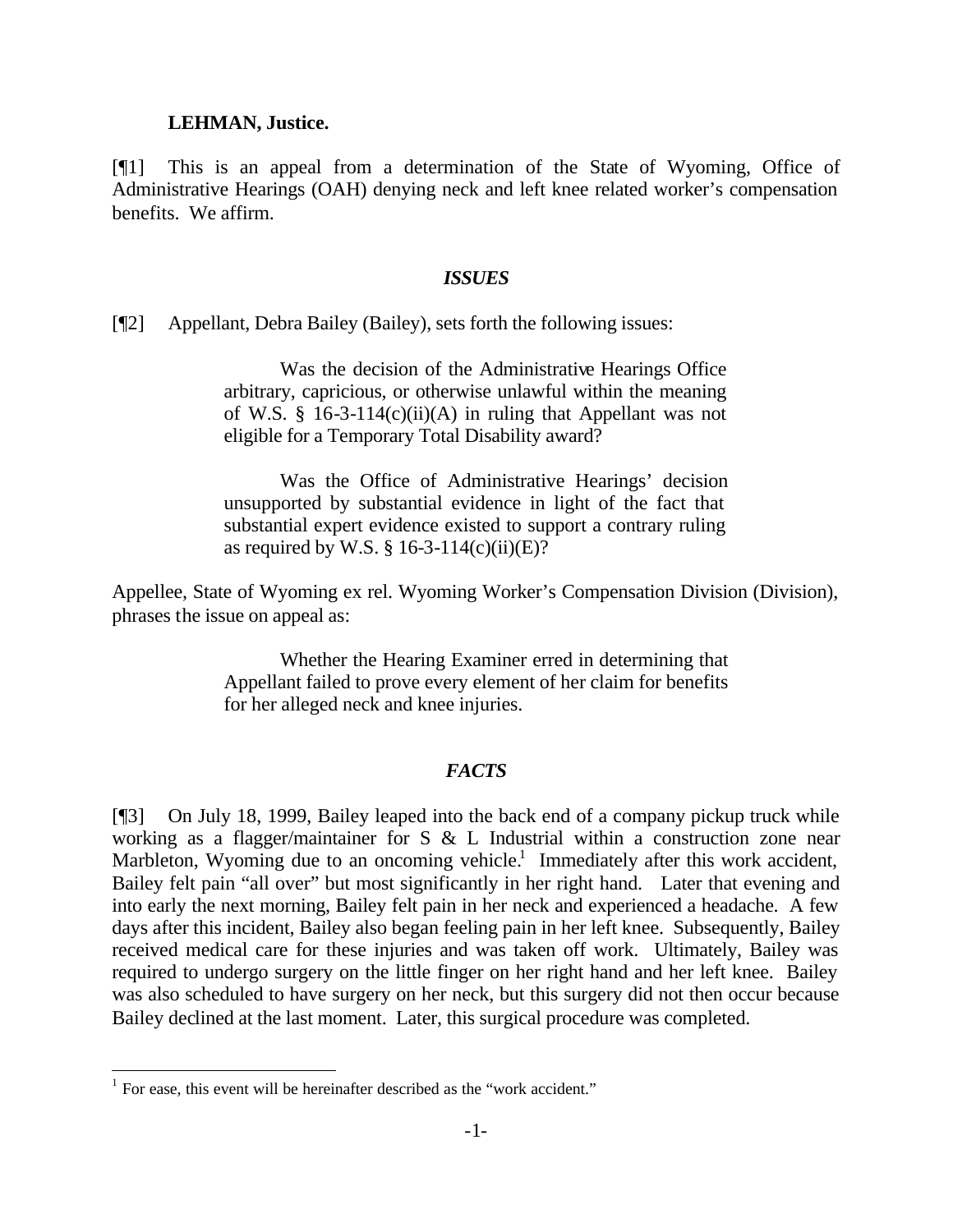**LEHMAN, Justice.**

[¶1] This is an appeal from a determination of the State of Wyoming, Office of Administrative Hearings (OAH) denying neck and left knee related worker's compensation benefits. We affirm.

### *ISSUES*

[¶2] Appellant, Debra Bailey (Bailey), sets forth the following issues:

> Was the decision of the Administrative Hearings Office arbitrary, capricious, or otherwise unlawful within the meaning of W.S. § 16-3-114(c)(ii)(A) in ruling that Appellant was not eligible for a Temporary Total Disability award?
>
> Was the Office of Administrative Hearings' decision unsupported by substantial evidence in light of the fact that substantial expert evidence existed to support a contrary ruling as required by W.S. § 16-3-114(c)(ii)(E)?

Appellee, State of Wyoming ex rel. Wyoming Worker's Compensation Division (Division), phrases the issue on appeal as:

> Whether the Hearing Examiner erred in determining that Appellant failed to prove every element of her claim for benefits for her alleged neck and knee injuries.

### *FACTS*

[¶3] On July 18, 1999, Bailey leaped into the back end of a company pickup truck while working as a flagger/maintainer for S & L Industrial within a construction zone near Marbleton, Wyoming due to an oncoming vehicle.[1] Immediately after this work accident, Bailey felt pain "all over" but most significantly in her right hand. Later that evening and into early the next morning, Bailey felt pain in her neck and experienced a headache. A few days after this incident, Bailey also began feeling pain in her left knee. Subsequently, Bailey received medical care for these injuries and was taken off work. Ultimately, Bailey was required to undergo surgery on the little finger on her right hand and her left knee. Bailey was also scheduled to have surgery on her neck, but this surgery did not then occur because Bailey declined at the last moment. Later, this surgical procedure was completed.

---

[1] For ease, this event will be hereinafter described as the "work accident."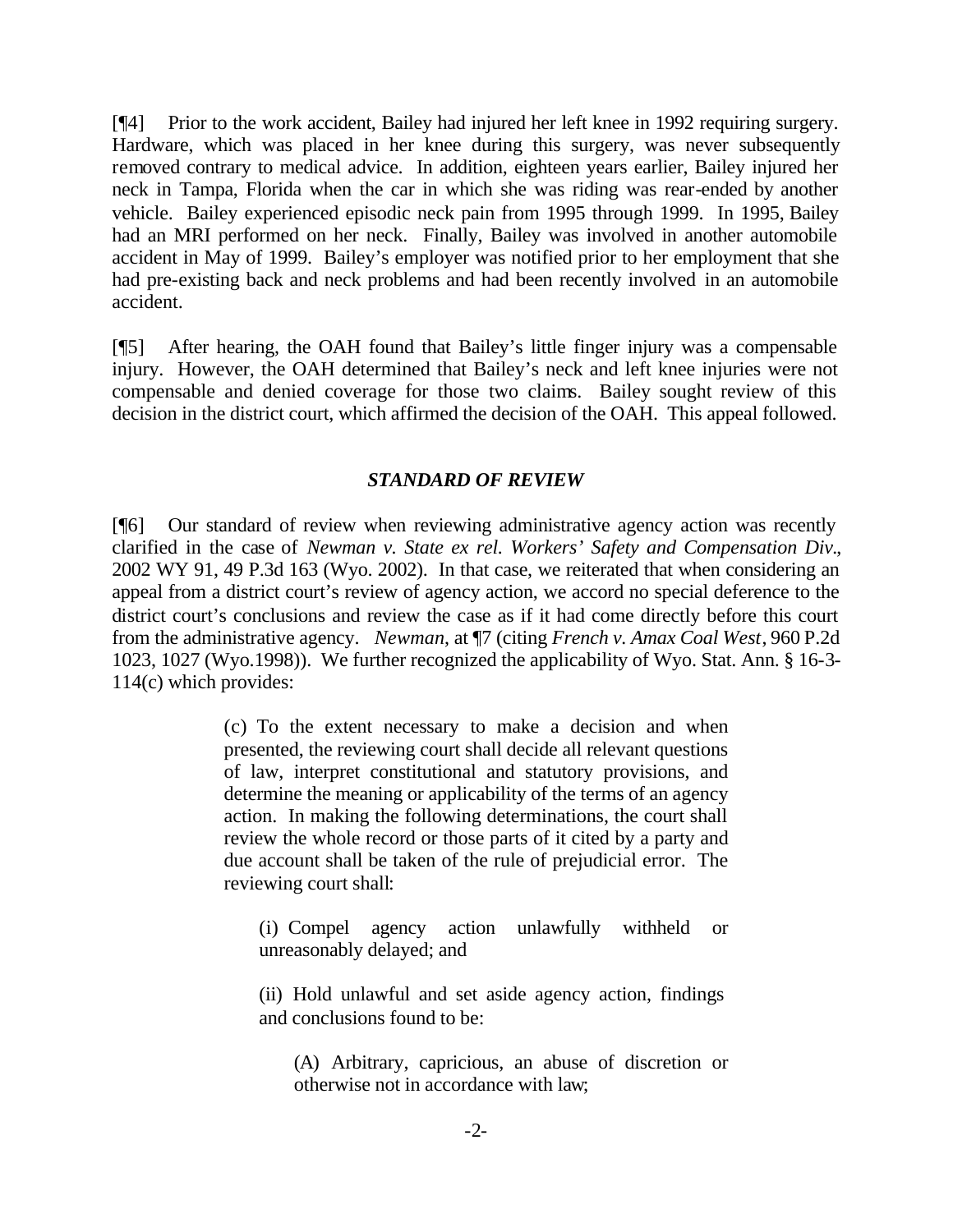[¶4] Prior to the work accident, Bailey had injured her left knee in 1992 requiring surgery. Hardware, which was placed in her knee during this surgery, was never subsequently removed contrary to medical advice. In addition, eighteen years earlier, Bailey injured her neck in Tampa, Florida when the car in which she was riding was rear-ended by another vehicle. Bailey experienced episodic neck pain from 1995 through 1999. In 1995, Bailey had an MRI performed on her neck. Finally, Bailey was involved in another automobile accident in May of 1999. Bailey's employer was notified prior to her employment that she had pre-existing back and neck problems and had been recently involved in an automobile accident.

[¶5] After hearing, the OAH found that Bailey's little finger injury was a compensable injury. However, the OAH determined that Bailey's neck and left knee injuries were not compensable and denied coverage for those two claims. Bailey sought review of this decision in the district court, which affirmed the decision of the OAH. This appeal followed.

### *STANDARD OF REVIEW*

[¶6] Our standard of review when reviewing administrative agency action was recently clarified in the case of *Newman v. State ex rel. Workers' Safety and Compensation Div.*, 2002 WY 91, 49 P.3d 163 (Wyo. 2002). In that case, we reiterated that when considering an appeal from a district court's review of agency action, we accord no special deference to the district court's conclusions and review the case as if it had come directly before this court from the administrative agency. *Newman*, at ¶7 (citing *French v. Amax Coal West*, 960 P.2d 1023, 1027 (Wyo.1998)). We further recognized the applicability of Wyo. Stat. Ann. § 16-3-114(c) which provides:

> (c) To the extent necessary to make a decision and when presented, the reviewing court shall decide all relevant questions of law, interpret constitutional and statutory provisions, and determine the meaning or applicability of the terms of an agency action. In making the following determinations, the court shall review the whole record or those parts of it cited by a party and due account shall be taken of the rule of prejudicial error. The reviewing court shall:
>
> (i) Compel agency action unlawfully withheld or unreasonably delayed; and
>
> (ii) Hold unlawful and set aside agency action, findings and conclusions found to be:
>
> (A) Arbitrary, capricious, an abuse of discretion or otherwise not in accordance with law;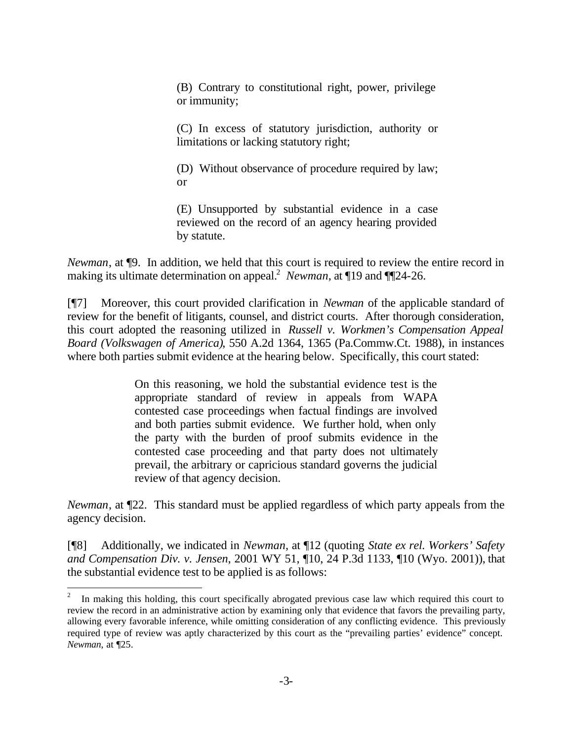> (B) Contrary to constitutional right, power, privilege or immunity;
>
> (C) In excess of statutory jurisdiction, authority or limitations or lacking statutory right;
>
> (D) Without observance of procedure required by law; or
>
> (E) Unsupported by substantial evidence in a case reviewed on the record of an agency hearing provided by statute.

*Newman*, at ¶9. In addition, we held that this court is required to review the entire record in making its ultimate determination on appeal.[2] *Newman*, at ¶19 and ¶¶24-26.

[¶7] Moreover, this court provided clarification in *Newman* of the applicable standard of review for the benefit of litigants, counsel, and district courts. After thorough consideration, this court adopted the reasoning utilized in *Russell v. Workmen's Compensation Appeal Board (Volkswagen of America)*, 550 A.2d 1364, 1365 (Pa.Commw.Ct. 1988), in instances where both parties submit evidence at the hearing below. Specifically, this court stated:

> On this reasoning, we hold the substantial evidence test is the appropriate standard of review in appeals from WAPA contested case proceedings when factual findings are involved and both parties submit evidence. We further hold, when only the party with the burden of proof submits evidence in the contested case proceeding and that party does not ultimately prevail, the arbitrary or capricious standard governs the judicial review of that agency decision.

*Newman*, at ¶22. This standard must be applied regardless of which party appeals from the agency decision.

[¶8] Additionally, we indicated in *Newman*, at ¶12 (quoting *State ex rel. Workers' Safety and Compensation Div. v. Jensen*, 2001 WY 51, ¶10, 24 P.3d 1133, ¶10 (Wyo. 2001)), that the substantial evidence test to be applied is as follows:

---

[2] In making this holding, this court specifically abrogated previous case law which required this court to review the record in an administrative action by examining only that evidence that favors the prevailing party, allowing every favorable inference, while omitting consideration of any conflicting evidence. This previously required type of review was aptly characterized by this court as the "prevailing parties' evidence" concept. *Newman*, at ¶25.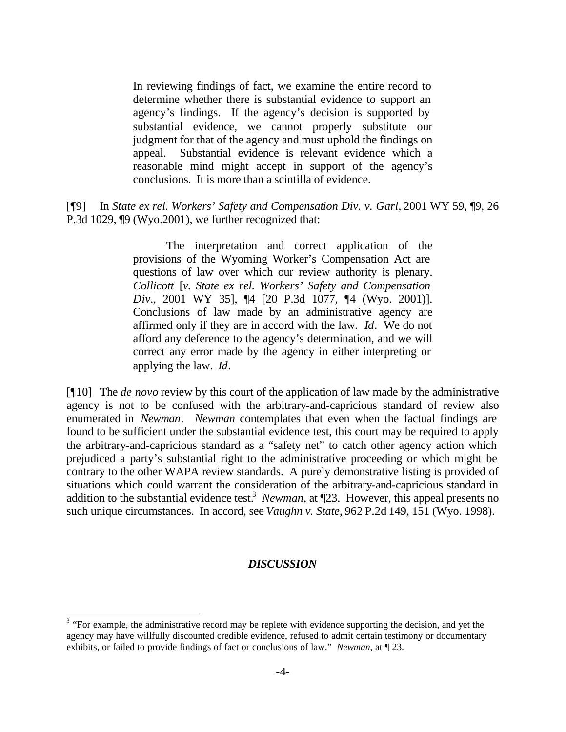> In reviewing findings of fact, we examine the entire record to determine whether there is substantial evidence to support an agency's findings. If the agency's decision is supported by substantial evidence, we cannot properly substitute our judgment for that of the agency and must uphold the findings on appeal. Substantial evidence is relevant evidence which a reasonable mind might accept in support of the agency's conclusions. It is more than a scintilla of evidence.

[¶9] In *State ex rel. Workers' Safety and Compensation Div. v. Garl*, 2001 WY 59, ¶9, 26 P.3d 1029, ¶9 (Wyo.2001), we further recognized that:

> The interpretation and correct application of the provisions of the Wyoming Worker's Compensation Act are questions of law over which our review authority is plenary. *Collicott* [*v. State ex rel. Workers' Safety and Compensation Div*., 2001 WY 35], ¶4 [20 P.3d 1077, ¶4 (Wyo. 2001)]. Conclusions of law made by an administrative agency are affirmed only if they are in accord with the law. *Id*. We do not afford any deference to the agency's determination, and we will correct any error made by the agency in either interpreting or applying the law. *Id*.

[¶10] The *de novo* review by this court of the application of law made by the administrative agency is not to be confused with the arbitrary-and-capricious standard of review also enumerated in *Newman*. *Newman* contemplates that even when the factual findings are found to be sufficient under the substantial evidence test, this court may be required to apply the arbitrary-and-capricious standard as a "safety net" to catch other agency action which prejudiced a party's substantial right to the administrative proceeding or which might be contrary to the other WAPA review standards. A purely demonstrative listing is provided of situations which could warrant the consideration of the arbitrary-and-capricious standard in addition to the substantial evidence test.[3] *Newman*, at ¶23. However, this appeal presents no such unique circumstances. In accord, see *Vaughn v. State*, 962 P.2d 149, 151 (Wyo. 1998).

## *DISCUSSION*

[3] "For example, the administrative record may be replete with evidence supporting the decision, and yet the agency may have willfully discounted credible evidence, refused to admit certain testimony or documentary exhibits, or failed to provide findings of fact or conclusions of law." *Newman*, at ¶ 23.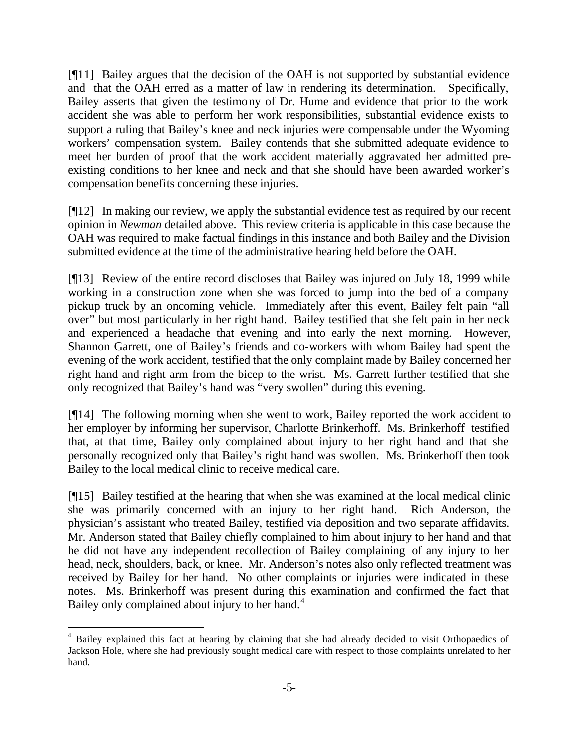[¶11] Bailey argues that the decision of the OAH is not supported by substantial evidence and that the OAH erred as a matter of law in rendering its determination. Specifically, Bailey asserts that given the testimony of Dr. Hume and evidence that prior to the work accident she was able to perform her work responsibilities, substantial evidence exists to support a ruling that Bailey's knee and neck injuries were compensable under the Wyoming workers' compensation system. Bailey contends that she submitted adequate evidence to meet her burden of proof that the work accident materially aggravated her admitted pre-existing conditions to her knee and neck and that she should have been awarded worker's compensation benefits concerning these injuries.

[¶12] In making our review, we apply the substantial evidence test as required by our recent opinion in *Newman* detailed above. This review criteria is applicable in this case because the OAH was required to make factual findings in this instance and both Bailey and the Division submitted evidence at the time of the administrative hearing held before the OAH.

[¶13] Review of the entire record discloses that Bailey was injured on July 18, 1999 while working in a construction zone when she was forced to jump into the bed of a company pickup truck by an oncoming vehicle. Immediately after this event, Bailey felt pain "all over" but most particularly in her right hand. Bailey testified that she felt pain in her neck and experienced a headache that evening and into early the next morning. However, Shannon Garrett, one of Bailey's friends and co-workers with whom Bailey had spent the evening of the work accident, testified that the only complaint made by Bailey concerned her right hand and right arm from the bicep to the wrist. Ms. Garrett further testified that she only recognized that Bailey's hand was "very swollen" during this evening.

[¶14] The following morning when she went to work, Bailey reported the work accident to her employer by informing her supervisor, Charlotte Brinkerhoff. Ms. Brinkerhoff testified that, at that time, Bailey only complained about injury to her right hand and that she personally recognized only that Bailey's right hand was swollen. Ms. Brinkerhoff then took Bailey to the local medical clinic to receive medical care.

[¶15] Bailey testified at the hearing that when she was examined at the local medical clinic she was primarily concerned with an injury to her right hand. Rich Anderson, the physician's assistant who treated Bailey, testified via deposition and two separate affidavits. Mr. Anderson stated that Bailey chiefly complained to him about injury to her hand and that he did not have any independent recollection of Bailey complaining of any injury to her head, neck, shoulders, back, or knee. Mr. Anderson's notes also only reflected treatment was received by Bailey for her hand. No other complaints or injuries were indicated in these notes. Ms. Brinkerhoff was present during this examination and confirmed the fact that Bailey only complained about injury to her hand.[4]

[4] Bailey explained this fact at hearing by claiming that she had already decided to visit Orthopaedics of Jackson Hole, where she had previously sought medical care with respect to those complaints unrelated to her hand.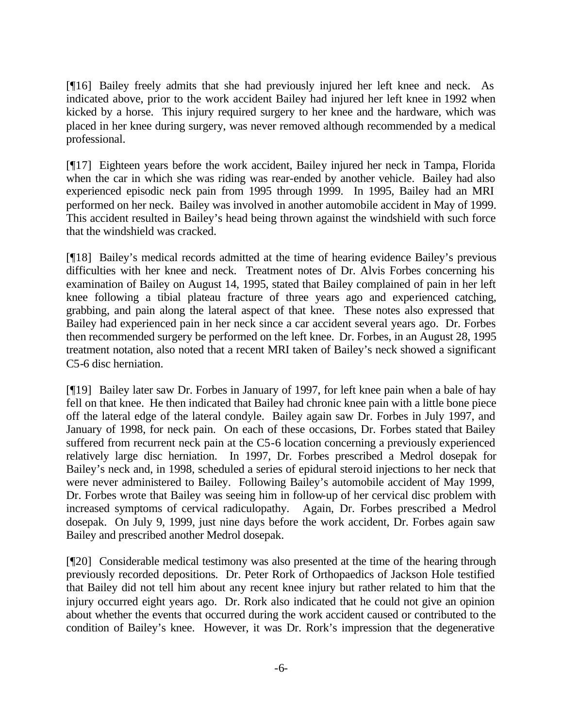[¶16] Bailey freely admits that she had previously injured her left knee and neck. As indicated above, prior to the work accident Bailey had injured her left knee in 1992 when kicked by a horse. This injury required surgery to her knee and the hardware, which was placed in her knee during surgery, was never removed although recommended by a medical professional.

[¶17] Eighteen years before the work accident, Bailey injured her neck in Tampa, Florida when the car in which she was riding was rear-ended by another vehicle. Bailey had also experienced episodic neck pain from 1995 through 1999. In 1995, Bailey had an MRI performed on her neck. Bailey was involved in another automobile accident in May of 1999. This accident resulted in Bailey's head being thrown against the windshield with such force that the windshield was cracked.

[¶18] Bailey's medical records admitted at the time of hearing evidence Bailey's previous difficulties with her knee and neck. Treatment notes of Dr. Alvis Forbes concerning his examination of Bailey on August 14, 1995, stated that Bailey complained of pain in her left knee following a tibial plateau fracture of three years ago and experienced catching, grabbing, and pain along the lateral aspect of that knee. These notes also expressed that Bailey had experienced pain in her neck since a car accident several years ago. Dr. Forbes then recommended surgery be performed on the left knee. Dr. Forbes, in an August 28, 1995 treatment notation, also noted that a recent MRI taken of Bailey's neck showed a significant C5-6 disc herniation.

[¶19] Bailey later saw Dr. Forbes in January of 1997, for left knee pain when a bale of hay fell on that knee. He then indicated that Bailey had chronic knee pain with a little bone piece off the lateral edge of the lateral condyle. Bailey again saw Dr. Forbes in July 1997, and January of 1998, for neck pain. On each of these occasions, Dr. Forbes stated that Bailey suffered from recurrent neck pain at the C5-6 location concerning a previously experienced relatively large disc herniation. In 1997, Dr. Forbes prescribed a Medrol dosepak for Bailey's neck and, in 1998, scheduled a series of epidural steroid injections to her neck that were never administered to Bailey. Following Bailey's automobile accident of May 1999, Dr. Forbes wrote that Bailey was seeing him in follow-up of her cervical disc problem with increased symptoms of cervical radiculopathy. Again, Dr. Forbes prescribed a Medrol dosepak. On July 9, 1999, just nine days before the work accident, Dr. Forbes again saw Bailey and prescribed another Medrol dosepak.

[¶20] Considerable medical testimony was also presented at the time of the hearing through previously recorded depositions. Dr. Peter Rork of Orthopaedics of Jackson Hole testified that Bailey did not tell him about any recent knee injury but rather related to him that the injury occurred eight years ago. Dr. Rork also indicated that he could not give an opinion about whether the events that occurred during the work accident caused or contributed to the condition of Bailey's knee. However, it was Dr. Rork's impression that the degenerative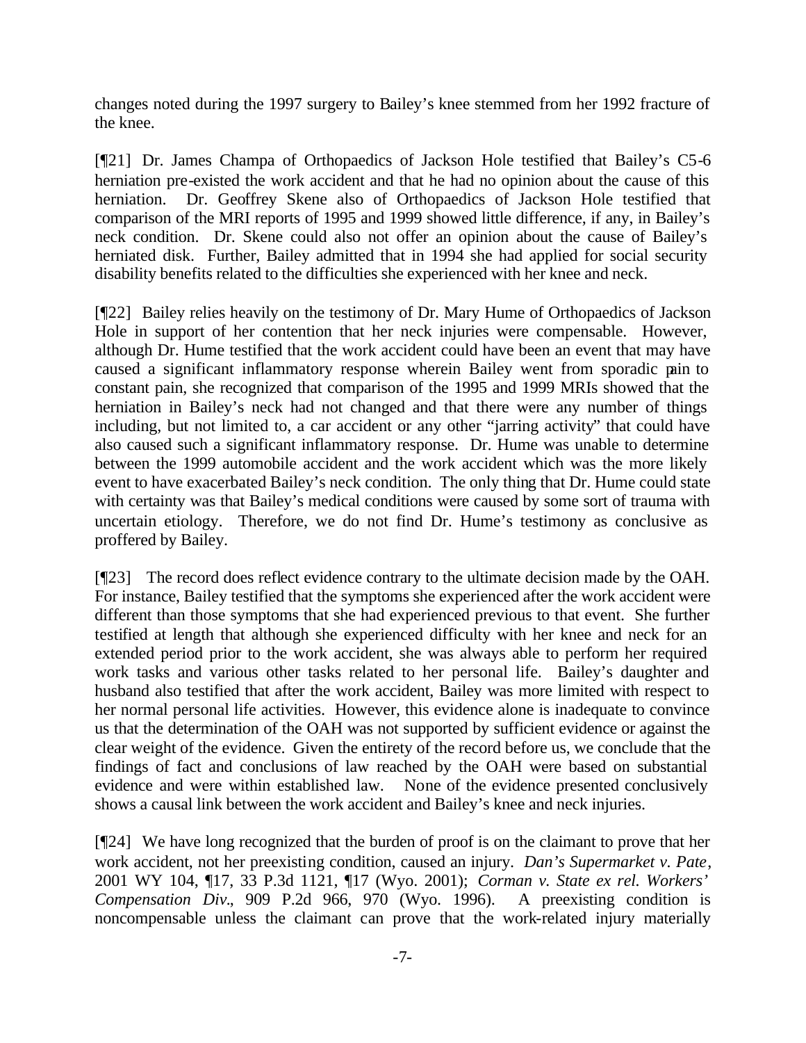changes noted during the 1997 surgery to Bailey's knee stemmed from her 1992 fracture of the knee.

[¶21] Dr. James Champa of Orthopaedics of Jackson Hole testified that Bailey's C5-6 herniation pre-existed the work accident and that he had no opinion about the cause of this herniation. Dr. Geoffrey Skene also of Orthopaedics of Jackson Hole testified that comparison of the MRI reports of 1995 and 1999 showed little difference, if any, in Bailey's neck condition. Dr. Skene could also not offer an opinion about the cause of Bailey's herniated disk. Further, Bailey admitted that in 1994 she had applied for social security disability benefits related to the difficulties she experienced with her knee and neck.

[¶22] Bailey relies heavily on the testimony of Dr. Mary Hume of Orthopaedics of Jackson Hole in support of her contention that her neck injuries were compensable. However, although Dr. Hume testified that the work accident could have been an event that may have caused a significant inflammatory response wherein Bailey went from sporadic pain to constant pain, she recognized that comparison of the 1995 and 1999 MRIs showed that the herniation in Bailey's neck had not changed and that there were any number of things including, but not limited to, a car accident or any other "jarring activity" that could have also caused such a significant inflammatory response. Dr. Hume was unable to determine between the 1999 automobile accident and the work accident which was the more likely event to have exacerbated Bailey's neck condition. The only thing that Dr. Hume could state with certainty was that Bailey's medical conditions were caused by some sort of trauma with uncertain etiology. Therefore, we do not find Dr. Hume's testimony as conclusive as proffered by Bailey.

[¶23] The record does reflect evidence contrary to the ultimate decision made by the OAH. For instance, Bailey testified that the symptoms she experienced after the work accident were different than those symptoms that she had experienced previous to that event. She further testified at length that although she experienced difficulty with her knee and neck for an extended period prior to the work accident, she was always able to perform her required work tasks and various other tasks related to her personal life. Bailey's daughter and husband also testified that after the work accident, Bailey was more limited with respect to her normal personal life activities. However, this evidence alone is inadequate to convince us that the determination of the OAH was not supported by sufficient evidence or against the clear weight of the evidence. Given the entirety of the record before us, we conclude that the findings of fact and conclusions of law reached by the OAH were based on substantial evidence and were within established law. None of the evidence presented conclusively shows a causal link between the work accident and Bailey's knee and neck injuries.

[¶24] We have long recognized that the burden of proof is on the claimant to prove that her work accident, not her preexisting condition, caused an injury. *Dan's Supermarket v. Pate*, 2001 WY 104, ¶17, 33 P.3d 1121, ¶17 (Wyo. 2001); *Corman v. State ex rel. Workers' Compensation Div.*, 909 P.2d 966, 970 (Wyo. 1996). A preexisting condition is noncompensable unless the claimant can prove that the work-related injury materially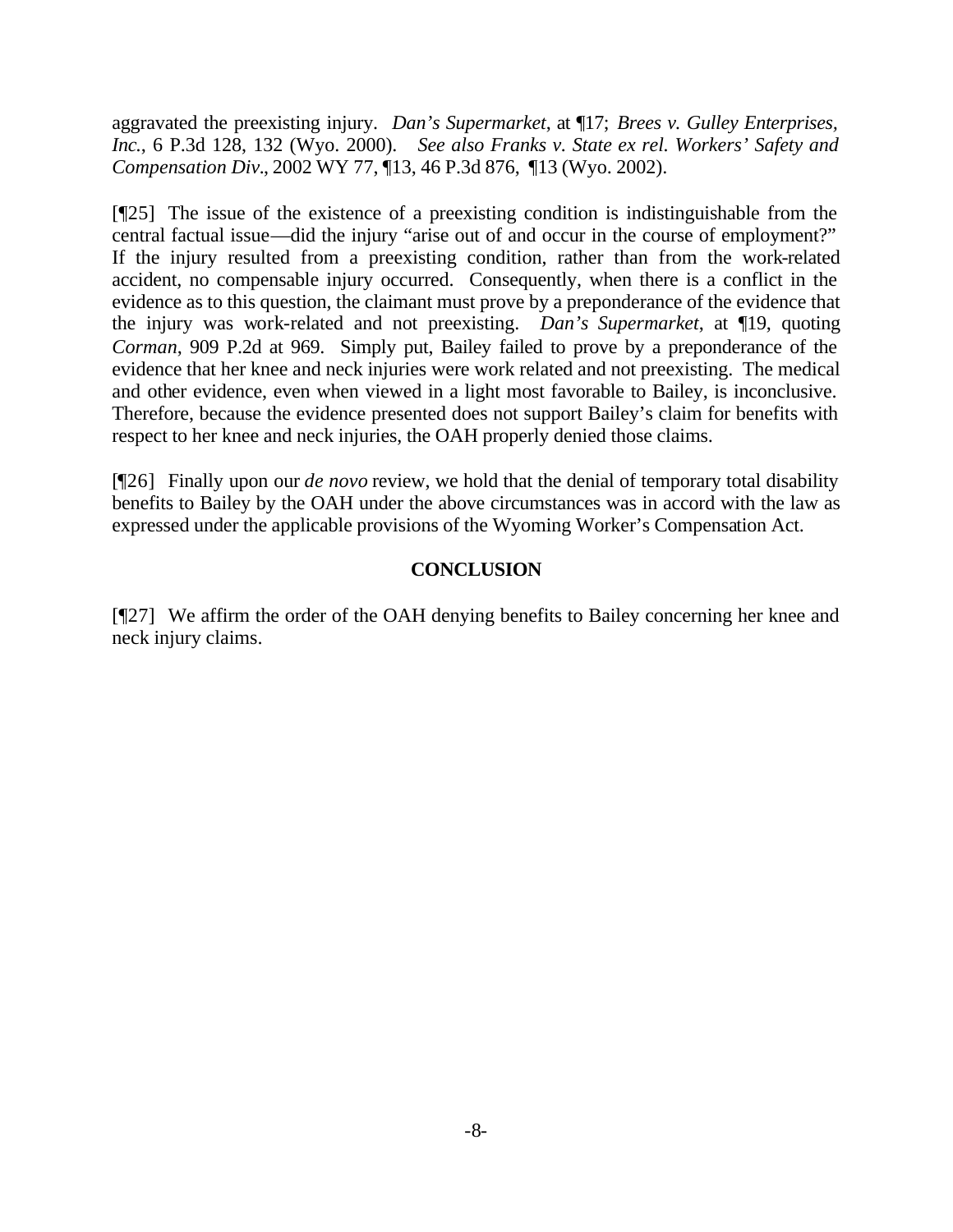aggravated the preexisting injury. *Dan's Supermarket*, at ¶17; *Brees v. Gulley Enterprises, Inc.*, 6 P.3d 128, 132 (Wyo. 2000). *See also Franks v. State ex rel. Workers' Safety and Compensation Div*., 2002 WY 77, ¶13, 46 P.3d 876, ¶13 (Wyo. 2002).

[¶25] The issue of the existence of a preexisting condition is indistinguishable from the central factual issue—did the injury "arise out of and occur in the course of employment?" If the injury resulted from a preexisting condition, rather than from the work-related accident, no compensable injury occurred. Consequently, when there is a conflict in the evidence as to this question, the claimant must prove by a preponderance of the evidence that the injury was work-related and not preexisting. *Dan's Supermarket*, at ¶19, quoting *Corman*, 909 P.2d at 969. Simply put, Bailey failed to prove by a preponderance of the evidence that her knee and neck injuries were work related and not preexisting. The medical and other evidence, even when viewed in a light most favorable to Bailey, is inconclusive. Therefore, because the evidence presented does not support Bailey's claim for benefits with respect to her knee and neck injuries, the OAH properly denied those claims.

[¶26] Finally upon our *de novo* review, we hold that the denial of temporary total disability benefits to Bailey by the OAH under the above circumstances was in accord with the law as expressed under the applicable provisions of the Wyoming Worker's Compensation Act.

## CONCLUSION

[¶27] We affirm the order of the OAH denying benefits to Bailey concerning her knee and neck injury claims.